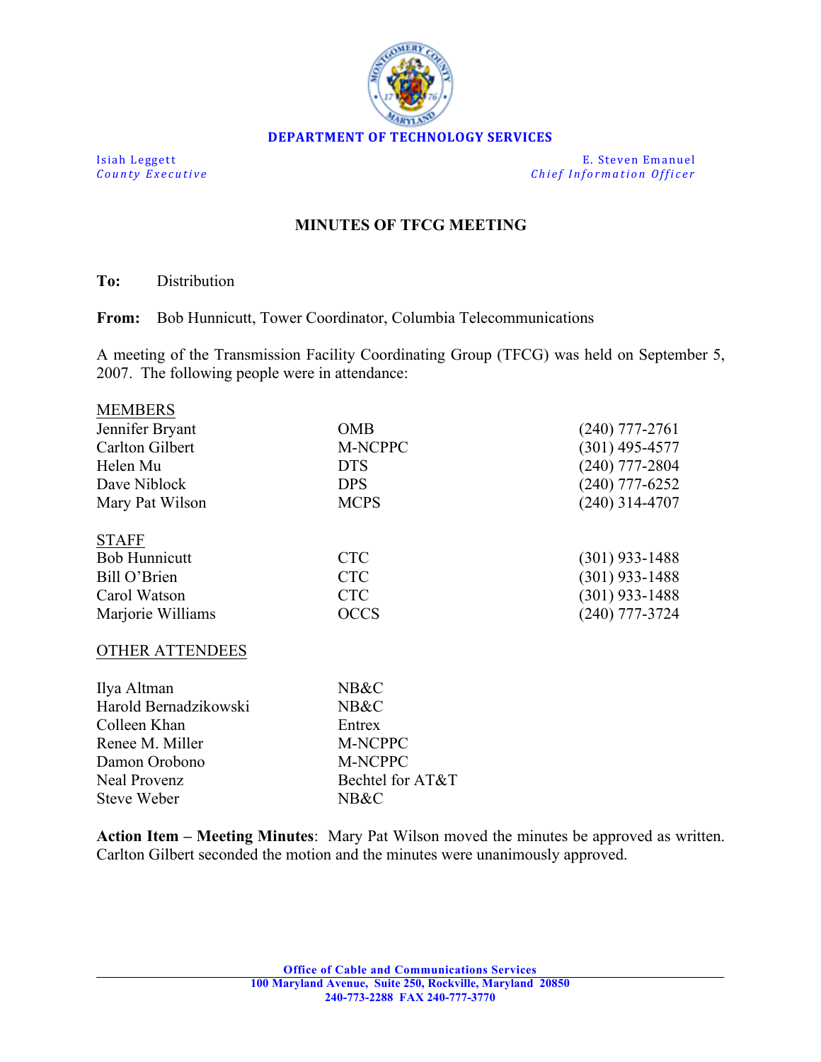**DEPARTMENT OF TECHNOLOGY SERVICES**

Isiah Leggett
*County Executive*

E. Steven Emanuel
*Chief Information Officer*

## MINUTES OF TFCG MEETING

**To:** Distribution

**From:** Bob Hunnicutt, Tower Coordinator, Columbia Telecommunications

A meeting of the Transmission Facility Coordinating Group (TFCG) was held on September 5, 2007. The following people were in attendance:

MEMBERS

| | | |
|---|---|---|
| Jennifer Bryant | OMB | (240) 777-2761 |
| Carlton Gilbert | M-NCPPC | (301) 495-4577 |
| Helen Mu | DTS | (240) 777-2804 |
| Dave Niblock | DPS | (240) 777-6252 |
| Mary Pat Wilson | MCPS | (240) 314-4707 |

STAFF

| | | |
|---|---|---|
| Bob Hunnicutt | CTC | (301) 933-1488 |
| Bill O'Brien | CTC | (301) 933-1488 |
| Carol Watson | CTC | (301) 933-1488 |
| Marjorie Williams | OCCS | (240) 777-3724 |

OTHER ATTENDEES

| | |
|---|---|
| Ilya Altman | NB&C |
| Harold Bernadzikowski | NB&C |
| Colleen Khan | Entrex |
| Renee M. Miller | M-NCPPC |
| Damon Orobono | M-NCPPC |
| Neal Provenz | Bechtel for AT&T |
| Steve Weber | NB&C |

**Action Item – Meeting Minutes**: Mary Pat Wilson moved the minutes be approved as written. Carlton Gilbert seconded the motion and the minutes were unanimously approved.

**Office of Cable and Communications Services**
**100 Maryland Avenue, Suite 250, Rockville, Maryland 20850**
**240-773-2288 FAX 240-777-3770**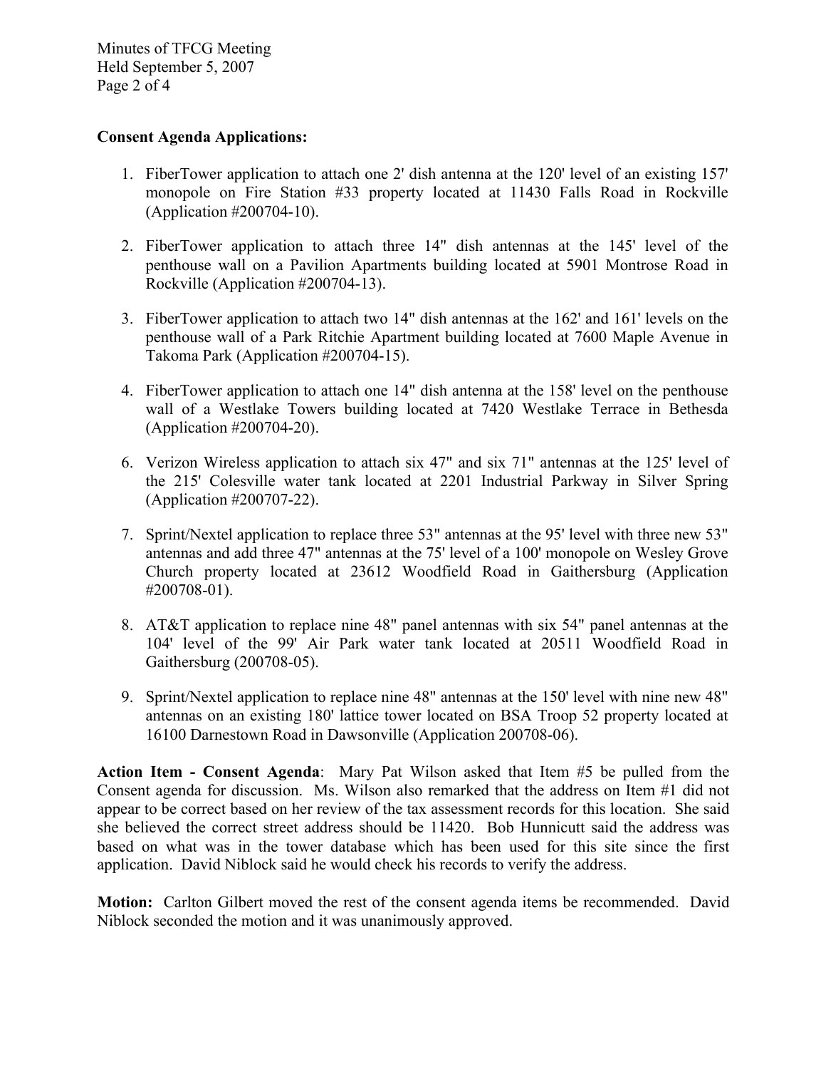**Consent Agenda Applications:**

1. FiberTower application to attach one 2' dish antenna at the 120' level of an existing 157' monopole on Fire Station #33 property located at 11430 Falls Road in Rockville (Application #200704-10).

2. FiberTower application to attach three 14" dish antennas at the 145' level of the penthouse wall on a Pavilion Apartments building located at 5901 Montrose Road in Rockville (Application #200704-13).

3. FiberTower application to attach two 14" dish antennas at the 162' and 161' levels on the penthouse wall of a Park Ritchie Apartment building located at 7600 Maple Avenue in Takoma Park (Application #200704-15).

4. FiberTower application to attach one 14" dish antenna at the 158' level on the penthouse wall of a Westlake Towers building located at 7420 Westlake Terrace in Bethesda (Application #200704-20).

6. Verizon Wireless application to attach six 47" and six 71" antennas at the 125' level of the 215' Colesville water tank located at 2201 Industrial Parkway in Silver Spring (Application #200707-22).

7. Sprint/Nextel application to replace three 53" antennas at the 95' level with three new 53" antennas and add three 47" antennas at the 75' level of a 100' monopole on Wesley Grove Church property located at 23612 Woodfield Road in Gaithersburg (Application #200708-01).

8. AT&T application to replace nine 48" panel antennas with six 54" panel antennas at the 104' level of the 99' Air Park water tank located at 20511 Woodfield Road in Gaithersburg (200708-05).

9. Sprint/Nextel application to replace nine 48" antennas at the 150' level with nine new 48" antennas on an existing 180' lattice tower located on BSA Troop 52 property located at 16100 Darnestown Road in Dawsonville (Application 200708-06).

**Action Item - Consent Agenda**: Mary Pat Wilson asked that Item #5 be pulled from the Consent agenda for discussion. Ms. Wilson also remarked that the address on Item #1 did not appear to be correct based on her review of the tax assessment records for this location. She said she believed the correct street address should be 11420. Bob Hunnicutt said the address was based on what was in the tower database which has been used for this site since the first application. David Niblock said he would check his records to verify the address.

**Motion:** Carlton Gilbert moved the rest of the consent agenda items be recommended. David Niblock seconded the motion and it was unanimously approved.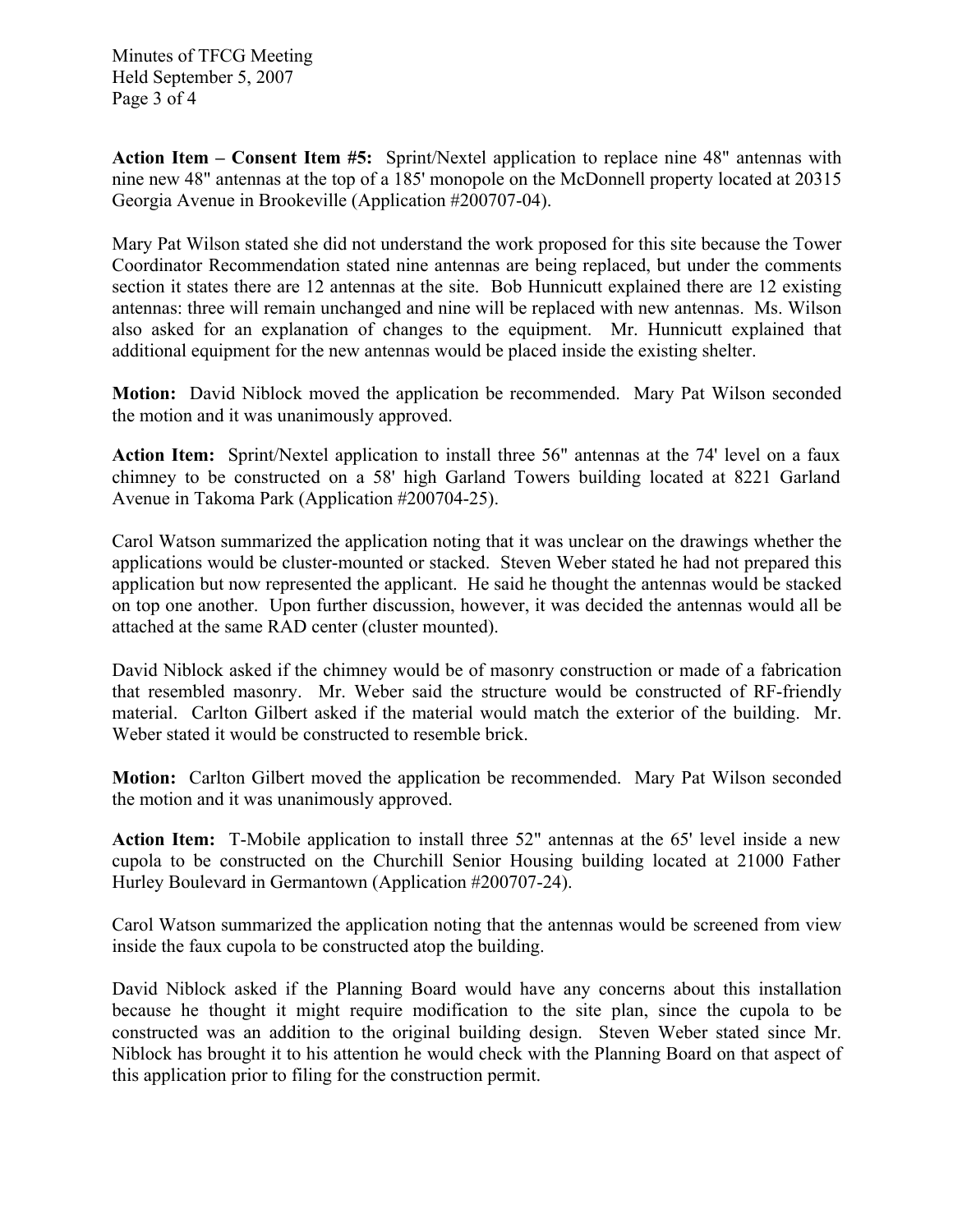**Action Item – Consent Item #5:** Sprint/Nextel application to replace nine 48" antennas with nine new 48" antennas at the top of a 185' monopole on the McDonnell property located at 20315 Georgia Avenue in Brookeville (Application #200707-04).

Mary Pat Wilson stated she did not understand the work proposed for this site because the Tower Coordinator Recommendation stated nine antennas are being replaced, but under the comments section it states there are 12 antennas at the site. Bob Hunnicutt explained there are 12 existing antennas: three will remain unchanged and nine will be replaced with new antennas. Ms. Wilson also asked for an explanation of changes to the equipment. Mr. Hunnicutt explained that additional equipment for the new antennas would be placed inside the existing shelter.

**Motion:** David Niblock moved the application be recommended. Mary Pat Wilson seconded the motion and it was unanimously approved.

**Action Item:** Sprint/Nextel application to install three 56" antennas at the 74' level on a faux chimney to be constructed on a 58' high Garland Towers building located at 8221 Garland Avenue in Takoma Park (Application #200704-25).

Carol Watson summarized the application noting that it was unclear on the drawings whether the applications would be cluster-mounted or stacked. Steven Weber stated he had not prepared this application but now represented the applicant. He said he thought the antennas would be stacked on top one another. Upon further discussion, however, it was decided the antennas would all be attached at the same RAD center (cluster mounted).

David Niblock asked if the chimney would be of masonry construction or made of a fabrication that resembled masonry. Mr. Weber said the structure would be constructed of RF-friendly material. Carlton Gilbert asked if the material would match the exterior of the building. Mr. Weber stated it would be constructed to resemble brick.

**Motion:** Carlton Gilbert moved the application be recommended. Mary Pat Wilson seconded the motion and it was unanimously approved.

**Action Item:** T-Mobile application to install three 52" antennas at the 65' level inside a new cupola to be constructed on the Churchill Senior Housing building located at 21000 Father Hurley Boulevard in Germantown (Application #200707-24).

Carol Watson summarized the application noting that the antennas would be screened from view inside the faux cupola to be constructed atop the building.

David Niblock asked if the Planning Board would have any concerns about this installation because he thought it might require modification to the site plan, since the cupola to be constructed was an addition to the original building design. Steven Weber stated since Mr. Niblock has brought it to his attention he would check with the Planning Board on that aspect of this application prior to filing for the construction permit.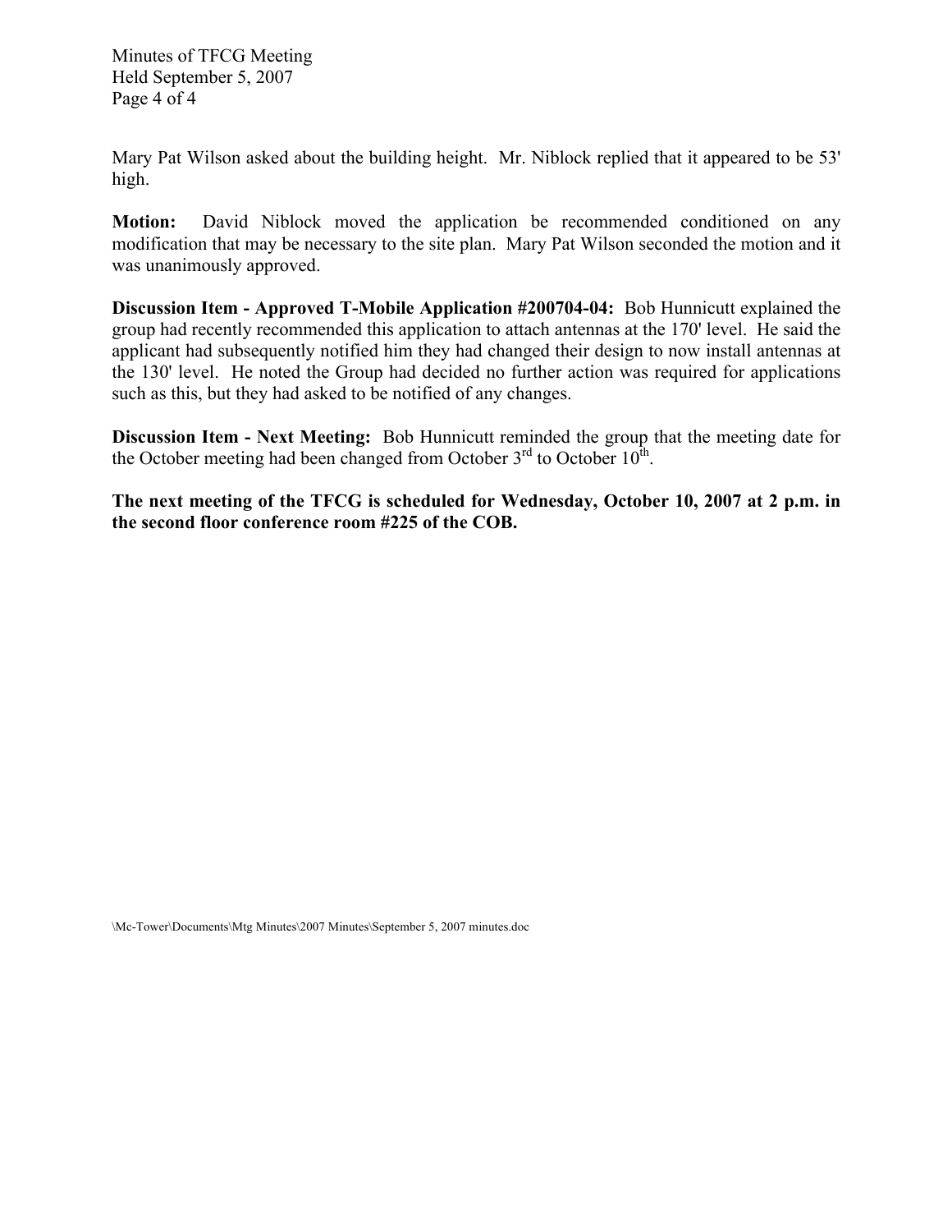Mary Pat Wilson asked about the building height. Mr. Niblock replied that it appeared to be 53' high.

**Motion:** David Niblock moved the application be recommended conditioned on any modification that may be necessary to the site plan. Mary Pat Wilson seconded the motion and it was unanimously approved.

**Discussion Item - Approved T-Mobile Application #200704-04:** Bob Hunnicutt explained the group had recently recommended this application to attach antennas at the 170' level. He said the applicant had subsequently notified him they had changed their design to now install antennas at the 130' level. He noted the Group had decided no further action was required for applications such as this, but they had asked to be notified of any changes.

**Discussion Item - Next Meeting:** Bob Hunnicutt reminded the group that the meeting date for the October meeting had been changed from October 3rd to October 10th.

**The next meeting of the TFCG is scheduled for Wednesday, October 10, 2007 at 2 p.m. in the second floor conference room #225 of the COB.**

\Mc-Tower\Documents\Mtg Minutes\2007 Minutes\September 5, 2007 minutes.doc